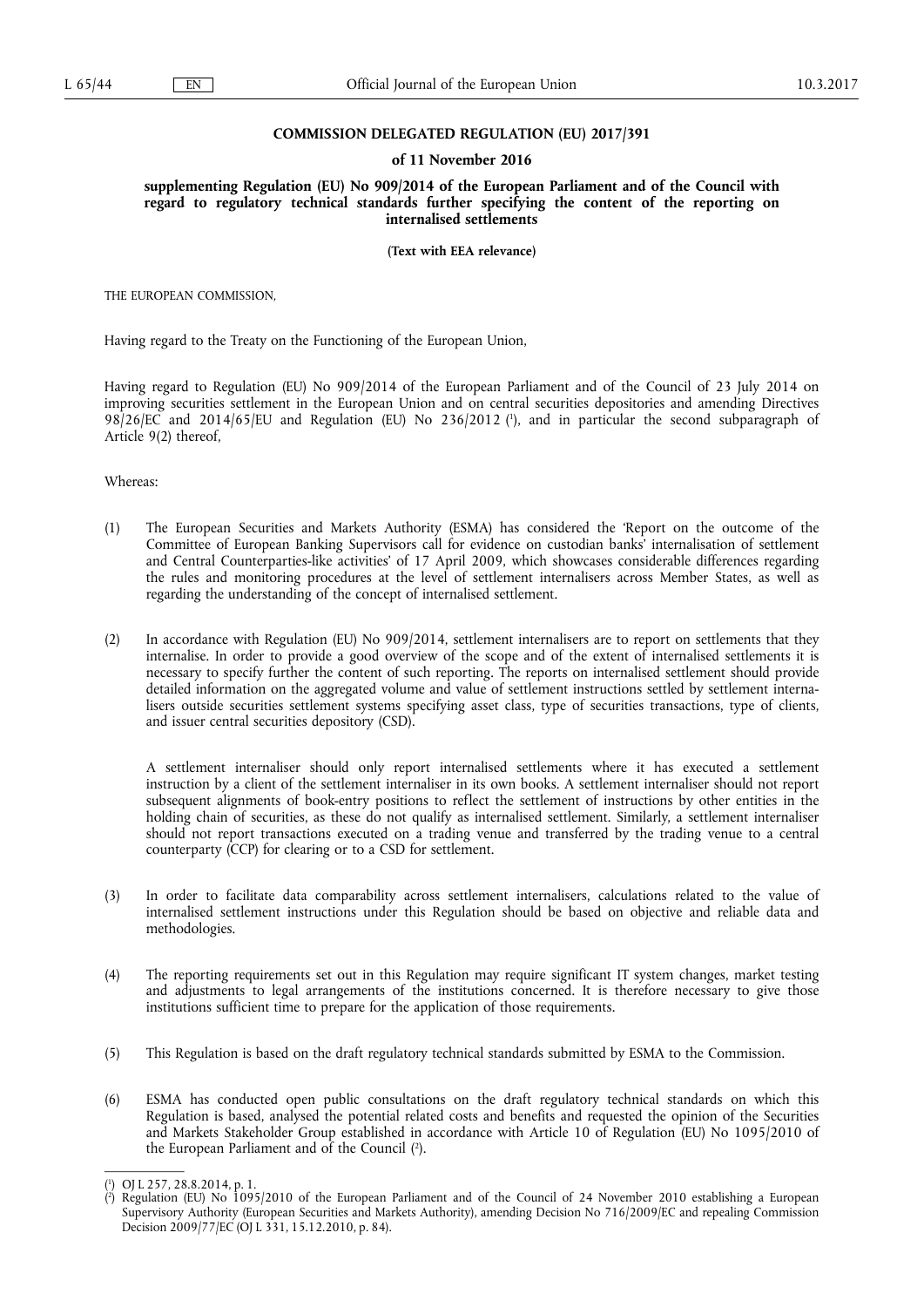**COMMISSION DELEGATED REGULATION (EU) 2017/391**

**of 11 November 2016**

**supplementing Regulation (EU) No 909/2014 of the European Parliament and of the Council with regard to regulatory technical standards further specifying the content of the reporting on internalised settlements**

**(Text with EEA relevance)**

THE EUROPEAN COMMISSION,

Having regard to the Treaty on the Functioning of the European Union,

Having regard to Regulation (EU) No 909/2014 of the European Parliament and of the Council of 23 July 2014 on improving securities settlement in the European Union and on central securities depositories and amending Directives 98/26/EC and 2014/65/EU and Regulation (EU) No 236/2012 [1], and in particular the second subparagraph of Article 9(2) thereof,

Whereas:

(1) The European Securities and Markets Authority (ESMA) has considered the 'Report on the outcome of the Committee of European Banking Supervisors call for evidence on custodian banks' internalisation of settlement and Central Counterparties-like activities' of 17 April 2009, which showcases considerable differences regarding the rules and monitoring procedures at the level of settlement internalisers across Member States, as well as regarding the understanding of the concept of internalised settlement.

(2) In accordance with Regulation (EU) No 909/2014, settlement internalisers are to report on settlements that they internalise. In order to provide a good overview of the scope and of the extent of internalised settlements it is necessary to specify further the content of such reporting. The reports on internalised settlement should provide detailed information on the aggregated volume and value of settlement instructions settled by settlement internalisers outside securities settlement systems specifying asset class, type of securities transactions, type of clients, and issuer central securities depository (CSD).

A settlement internaliser should only report internalised settlements where it has executed a settlement instruction by a client of the settlement internaliser in its own books. A settlement internaliser should not report subsequent alignments of book-entry positions to reflect the settlement of instructions by other entities in the holding chain of securities, as these do not qualify as internalised settlement. Similarly, a settlement internaliser should not report transactions executed on a trading venue and transferred by the trading venue to a central counterparty (CCP) for clearing or to a CSD for settlement.

(3) In order to facilitate data comparability across settlement internalisers, calculations related to the value of internalised settlement instructions under this Regulation should be based on objective and reliable data and methodologies.

(4) The reporting requirements set out in this Regulation may require significant IT system changes, market testing and adjustments to legal arrangements of the institutions concerned. It is therefore necessary to give those institutions sufficient time to prepare for the application of those requirements.

(5) This Regulation is based on the draft regulatory technical standards submitted by ESMA to the Commission.

(6) ESMA has conducted open public consultations on the draft regulatory technical standards on which this Regulation is based, analysed the potential related costs and benefits and requested the opinion of the Securities and Markets Stakeholder Group established in accordance with Article 10 of Regulation (EU) No 1095/2010 of the European Parliament and of the Council [2].

---

[1] OJ L 257, 28.8.2014, p. 1.

[2] Regulation (EU) No 1095/2010 of the European Parliament and of the Council of 24 November 2010 establishing a European Supervisory Authority (European Securities and Markets Authority), amending Decision No 716/2009/EC and repealing Commission Decision 2009/77/EC (OJ L 331, 15.12.2010, p. 84).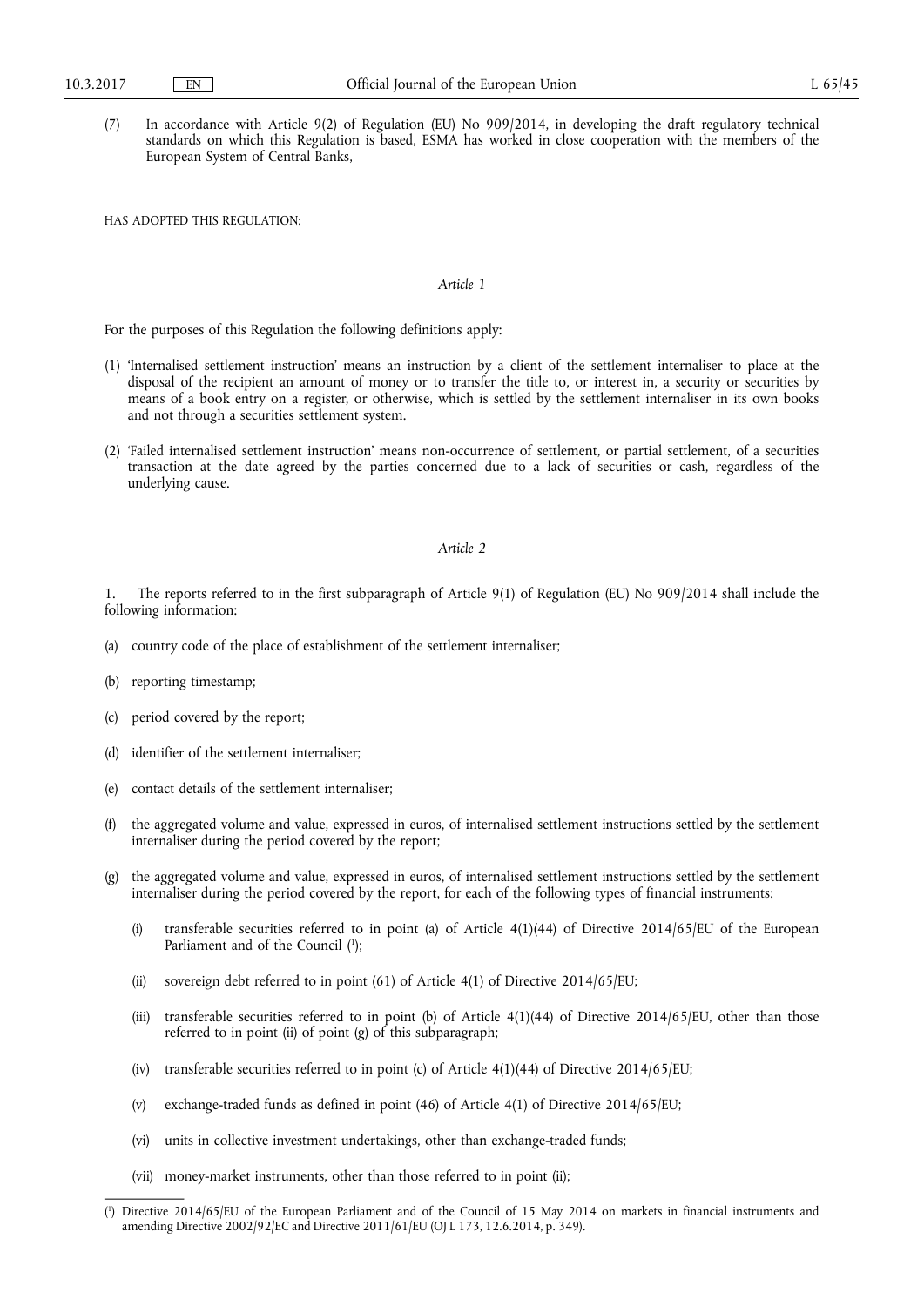(7) In accordance with Article 9(2) of Regulation (EU) No 909/2014, in developing the draft regulatory technical standards on which this Regulation is based, ESMA has worked in close cooperation with the members of the European System of Central Banks,

HAS ADOPTED THIS REGULATION:

*Article 1*

For the purposes of this Regulation the following definitions apply:

(1) 'Internalised settlement instruction' means an instruction by a client of the settlement internaliser to place at the disposal of the recipient an amount of money or to transfer the title to, or interest in, a security or securities by means of a book entry on a register, or otherwise, which is settled by the settlement internaliser in its own books and not through a securities settlement system.

(2) 'Failed internalised settlement instruction' means non-occurrence of settlement, or partial settlement, of a securities transaction at the date agreed by the parties concerned due to a lack of securities or cash, regardless of the underlying cause.

*Article 2*

1. The reports referred to in the first subparagraph of Article 9(1) of Regulation (EU) No 909/2014 shall include the following information:

(a) country code of the place of establishment of the settlement internaliser;

(b) reporting timestamp;

(c) period covered by the report;

(d) identifier of the settlement internaliser;

(e) contact details of the settlement internaliser;

(f) the aggregated volume and value, expressed in euros, of internalised settlement instructions settled by the settlement internaliser during the period covered by the report;

(g) the aggregated volume and value, expressed in euros, of internalised settlement instructions settled by the settlement internaliser during the period covered by the report, for each of the following types of financial instruments:

(i) transferable securities referred to in point (a) of Article 4(1)(44) of Directive 2014/65/EU of the European Parliament and of the Council [1];

(ii) sovereign debt referred to in point (61) of Article 4(1) of Directive 2014/65/EU;

(iii) transferable securities referred to in point (b) of Article 4(1)(44) of Directive 2014/65/EU, other than those referred to in point (ii) of point (g) of this subparagraph;

(iv) transferable securities referred to in point (c) of Article 4(1)(44) of Directive 2014/65/EU;

(v) exchange-traded funds as defined in point (46) of Article 4(1) of Directive 2014/65/EU;

(vi) units in collective investment undertakings, other than exchange-traded funds;

(vii) money-market instruments, other than those referred to in point (ii);

---

[1] Directive 2014/65/EU of the European Parliament and of the Council of 15 May 2014 on markets in financial instruments and amending Directive 2002/92/EC and Directive 2011/61/EU (OJ L 173, 12.6.2014, p. 349).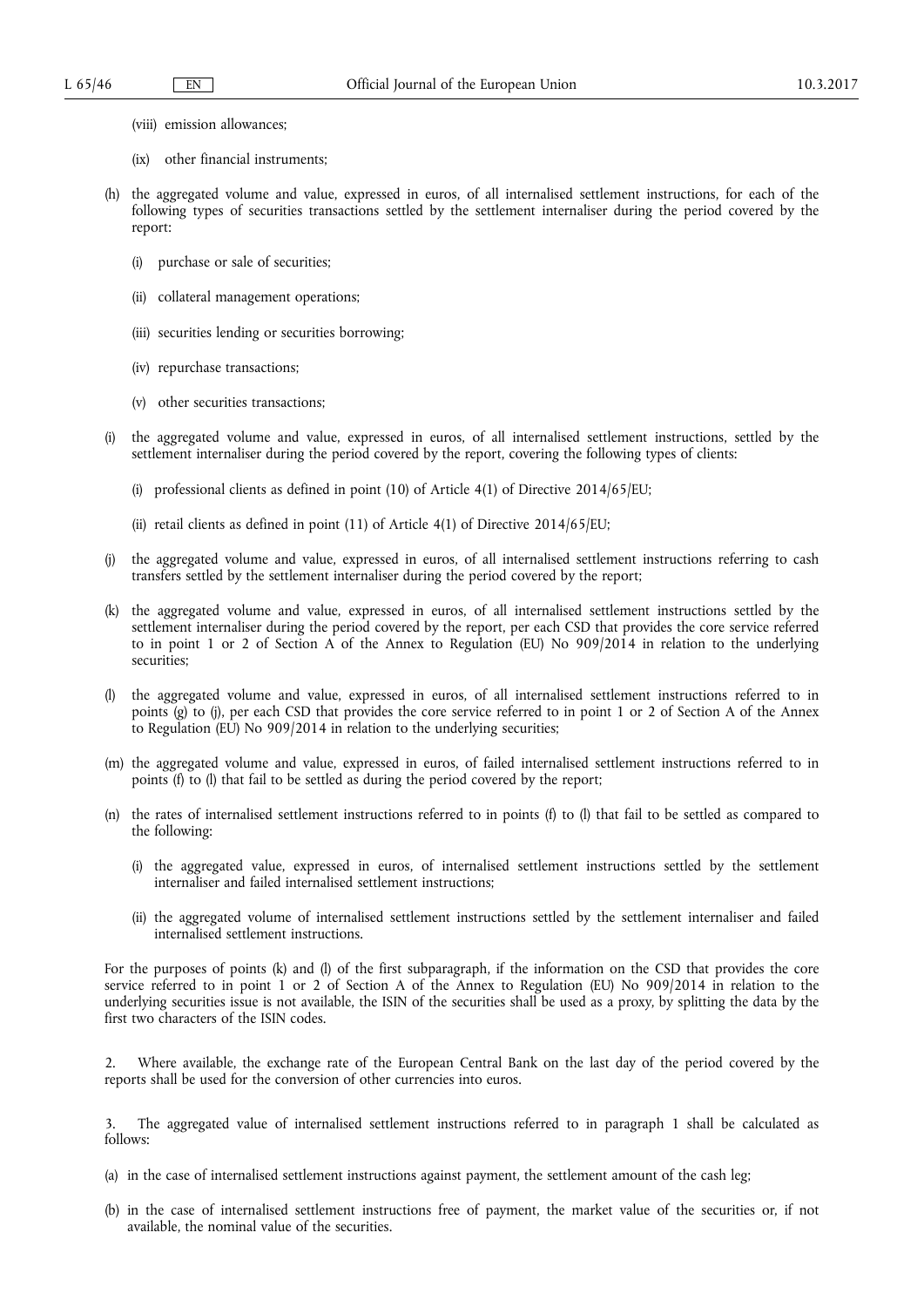(viii) emission allowances;

(ix) other financial instruments;

(h) the aggregated volume and value, expressed in euros, of all internalised settlement instructions, for each of the following types of securities transactions settled by the settlement internaliser during the period covered by the report:

(i) purchase or sale of securities;

(ii) collateral management operations;

(iii) securities lending or securities borrowing;

(iv) repurchase transactions;

(v) other securities transactions;

(i) the aggregated volume and value, expressed in euros, of all internalised settlement instructions, settled by the settlement internaliser during the period covered by the report, covering the following types of clients:

(i) professional clients as defined in point (10) of Article 4(1) of Directive 2014/65/EU;

(ii) retail clients as defined in point (11) of Article 4(1) of Directive 2014/65/EU;

(j) the aggregated volume and value, expressed in euros, of all internalised settlement instructions referring to cash transfers settled by the settlement internaliser during the period covered by the report;

(k) the aggregated volume and value, expressed in euros, of all internalised settlement instructions settled by the settlement internaliser during the period covered by the report, per each CSD that provides the core service referred to in point 1 or 2 of Section A of the Annex to Regulation (EU) No 909/2014 in relation to the underlying securities;

(l) the aggregated volume and value, expressed in euros, of all internalised settlement instructions referred to in points (g) to (j), per each CSD that provides the core service referred to in point 1 or 2 of Section A of the Annex to Regulation (EU) No 909/2014 in relation to the underlying securities;

(m) the aggregated volume and value, expressed in euros, of failed internalised settlement instructions referred to in points (f) to (l) that fail to be settled as during the period covered by the report;

(n) the rates of internalised settlement instructions referred to in points (f) to (l) that fail to be settled as compared to the following:

(i) the aggregated value, expressed in euros, of internalised settlement instructions settled by the settlement internaliser and failed internalised settlement instructions;

(ii) the aggregated volume of internalised settlement instructions settled by the settlement internaliser and failed internalised settlement instructions.

For the purposes of points (k) and (l) of the first subparagraph, if the information on the CSD that provides the core service referred to in point 1 or 2 of Section A of the Annex to Regulation (EU) No 909/2014 in relation to the underlying securities issue is not available, the ISIN of the securities shall be used as a proxy, by splitting the data by the first two characters of the ISIN codes.

2. Where available, the exchange rate of the European Central Bank on the last day of the period covered by the reports shall be used for the conversion of other currencies into euros.

3. The aggregated value of internalised settlement instructions referred to in paragraph 1 shall be calculated as follows:

(a) in the case of internalised settlement instructions against payment, the settlement amount of the cash leg;

(b) in the case of internalised settlement instructions free of payment, the market value of the securities or, if not available, the nominal value of the securities.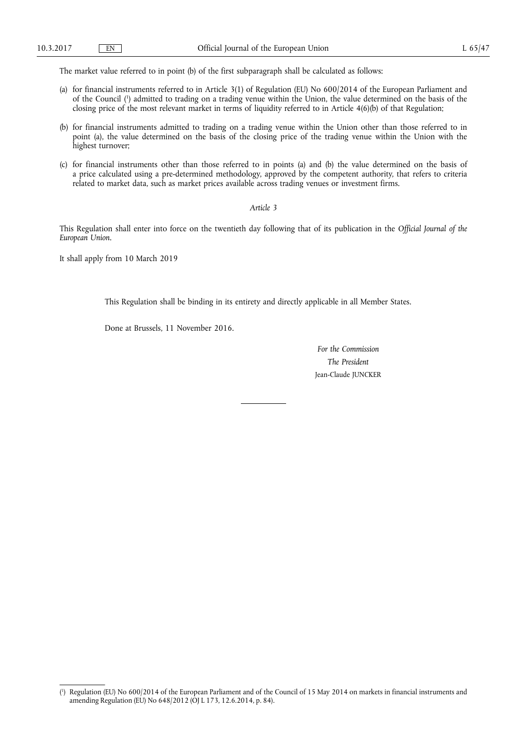The market value referred to in point (b) of the first subparagraph shall be calculated as follows:

(a) for financial instruments referred to in Article 3(1) of Regulation (EU) No 600/2014 of the European Parliament and of the Council ([1]) admitted to trading on a trading venue within the Union, the value determined on the basis of the closing price of the most relevant market in terms of liquidity referred to in Article 4(6)(b) of that Regulation;

(b) for financial instruments admitted to trading on a trading venue within the Union other than those referred to in point (a), the value determined on the basis of the closing price of the trading venue within the Union with the highest turnover;

(c) for financial instruments other than those referred to in points (a) and (b) the value determined on the basis of a price calculated using a pre-determined methodology, approved by the competent authority, that refers to criteria related to market data, such as market prices available across trading venues or investment firms.

*Article 3*

This Regulation shall enter into force on the twentieth day following that of its publication in the *Official Journal of the European Union*.

It shall apply from 10 March 2019

This Regulation shall be binding in its entirety and directly applicable in all Member States.

Done at Brussels, 11 November 2016.

*For the Commission*

*The President*

Jean-Claude JUNCKER

([1]) Regulation (EU) No 600/2014 of the European Parliament and of the Council of 15 May 2014 on markets in financial instruments and amending Regulation (EU) No 648/2012 (OJ L 173, 12.6.2014, p. 84).